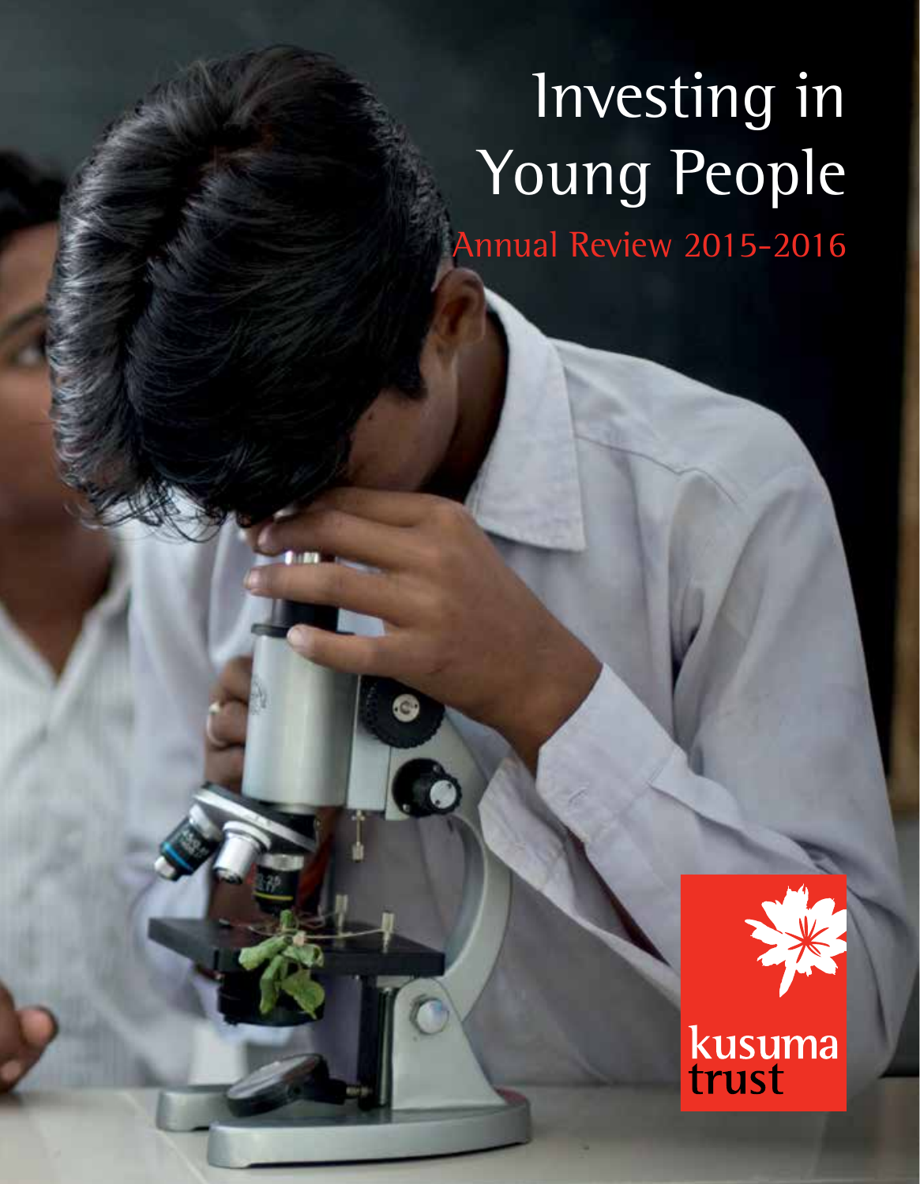# Investing in Young People

## Annual Review 2015-2016

kusuma trust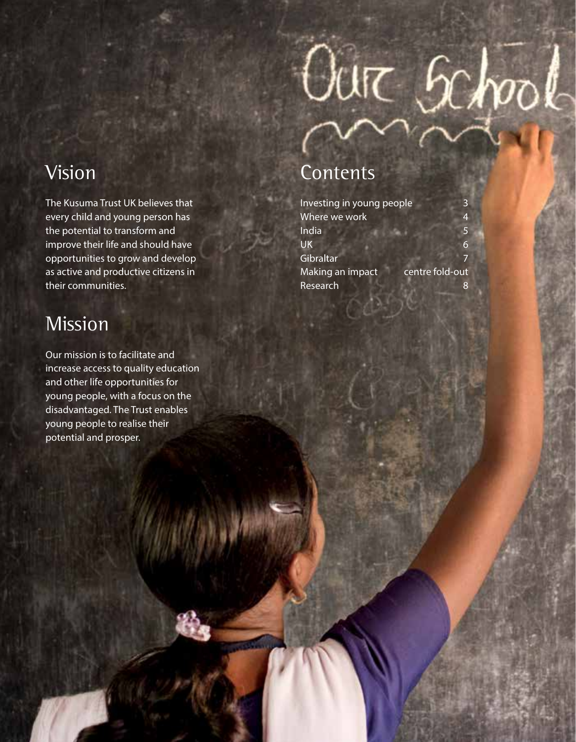## Vision

The Kusuma Trust UK believes that every child and young person has the potential to transform and improve their life and should have opportunities to grow and develop as active and productive citizens in their communities.

## Mission

Our mission is to facilitate and increase access to quality education and other life opportunities for young people, with a focus on the disadvantaged. The Trust enables young people to realise their potential and prosper.

## Contents

| | |
|---|---|
| Investing in young people | 3 |
| Where we work | 4 |
| India | 5 |
| UK | 6 |
| Gibraltar | 7 |
| Making an impact | centre fold-out |
| Research | 8 |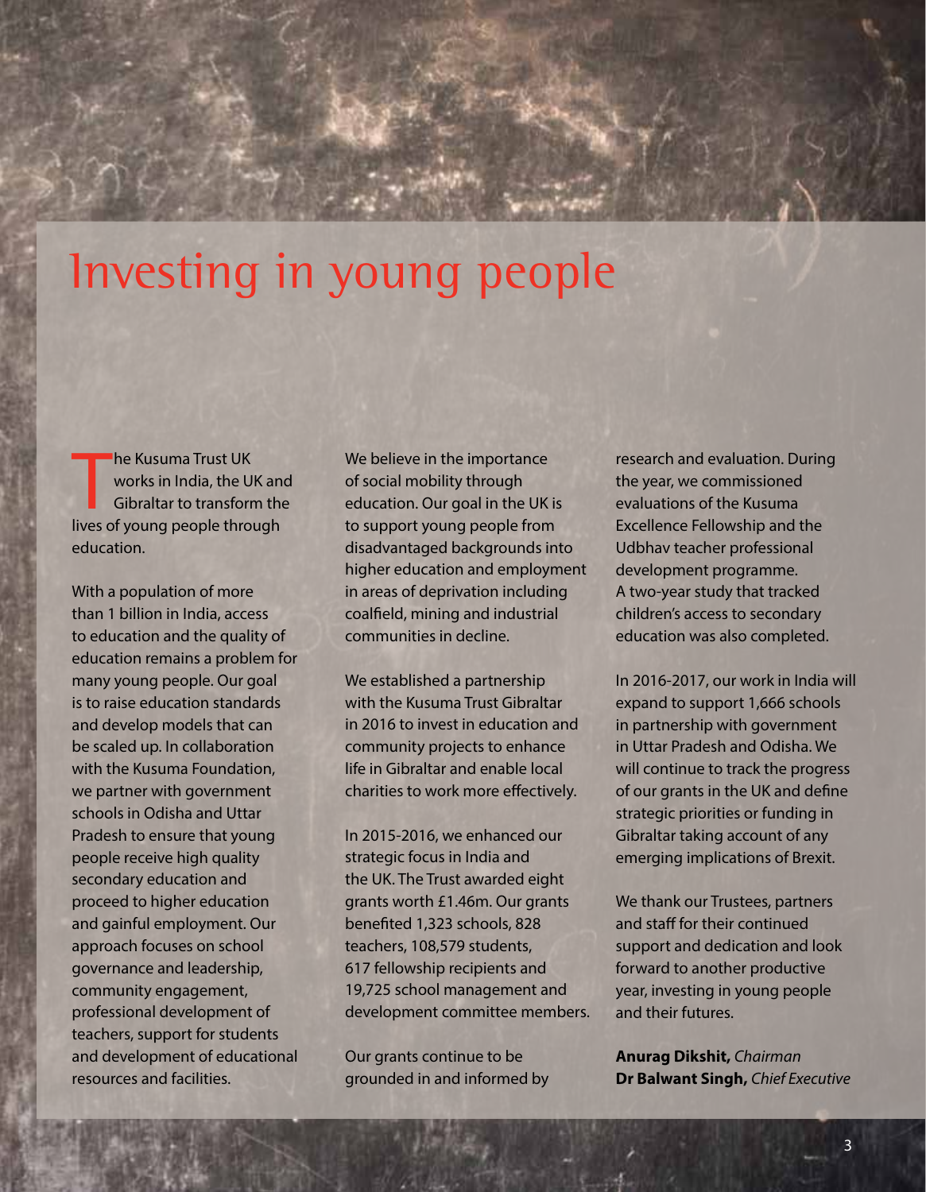# Investing in young people

The Kusuma Trust UK works in India, the UK and Gibraltar to transform the lives of young people through education.

With a population of more than 1 billion in India, access to education and the quality of education remains a problem for many young people. Our goal is to raise education standards and develop models that can be scaled up. In collaboration with the Kusuma Foundation, we partner with government schools in Odisha and Uttar Pradesh to ensure that young people receive high quality secondary education and proceed to higher education and gainful employment. Our approach focuses on school governance and leadership, community engagement, professional development of teachers, support for students and development of educational resources and facilities.

We believe in the importance of social mobility through education. Our goal in the UK is to support young people from disadvantaged backgrounds into higher education and employment in areas of deprivation including coalfield, mining and industrial communities in decline.

We established a partnership with the Kusuma Trust Gibraltar in 2016 to invest in education and community projects to enhance life in Gibraltar and enable local charities to work more effectively.

In 2015-2016, we enhanced our strategic focus in India and the UK. The Trust awarded eight grants worth £1.46m. Our grants benefited 1,323 schools, 828 teachers, 108,579 students, 617 fellowship recipients and 19,725 school management and development committee members.

Our grants continue to be grounded in and informed by research and evaluation. During the year, we commissioned evaluations of the Kusuma Excellence Fellowship and the Udbhav teacher professional development programme. A two-year study that tracked children's access to secondary education was also completed.

In 2016-2017, our work in India will expand to support 1,666 schools in partnership with government in Uttar Pradesh and Odisha. We will continue to track the progress of our grants in the UK and define strategic priorities or funding in Gibraltar taking account of any emerging implications of Brexit.

We thank our Trustees, partners and staff for their continued support and dedication and look forward to another productive year, investing in young people and their futures.

**Anurag Dikshit,** *Chairman*
**Dr Balwant Singh,** *Chief Executive*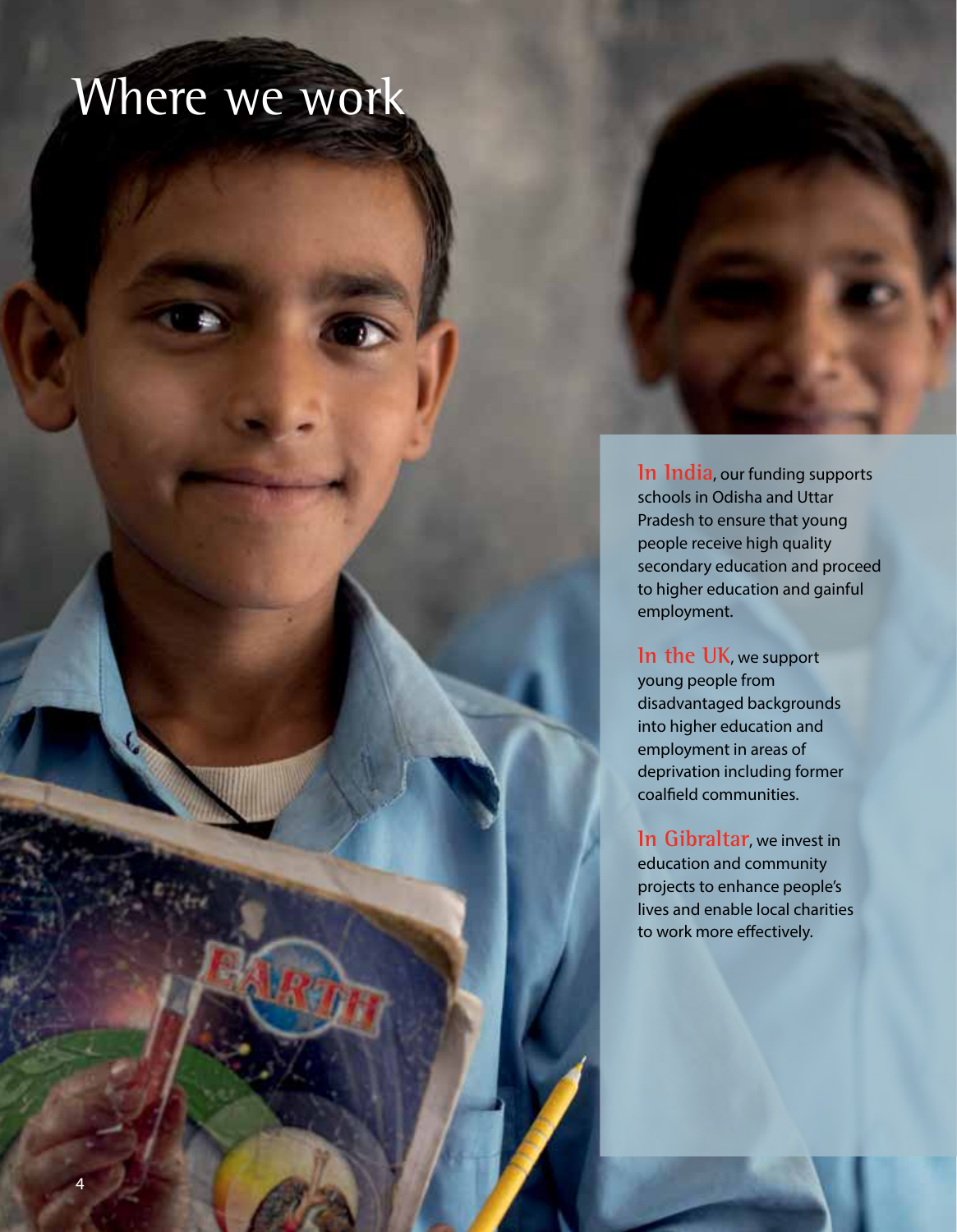# Where we work

**In India**, our funding supports schools in Odisha and Uttar Pradesh to ensure that young people receive high quality secondary education and proceed to higher education and gainful employment.

**In the UK**, we support young people from disadvantaged backgrounds into higher education and employment in areas of deprivation including former coalfield communities.

**In Gibraltar**, we invest in education and community projects to enhance people's lives and enable local charities to work more effectively.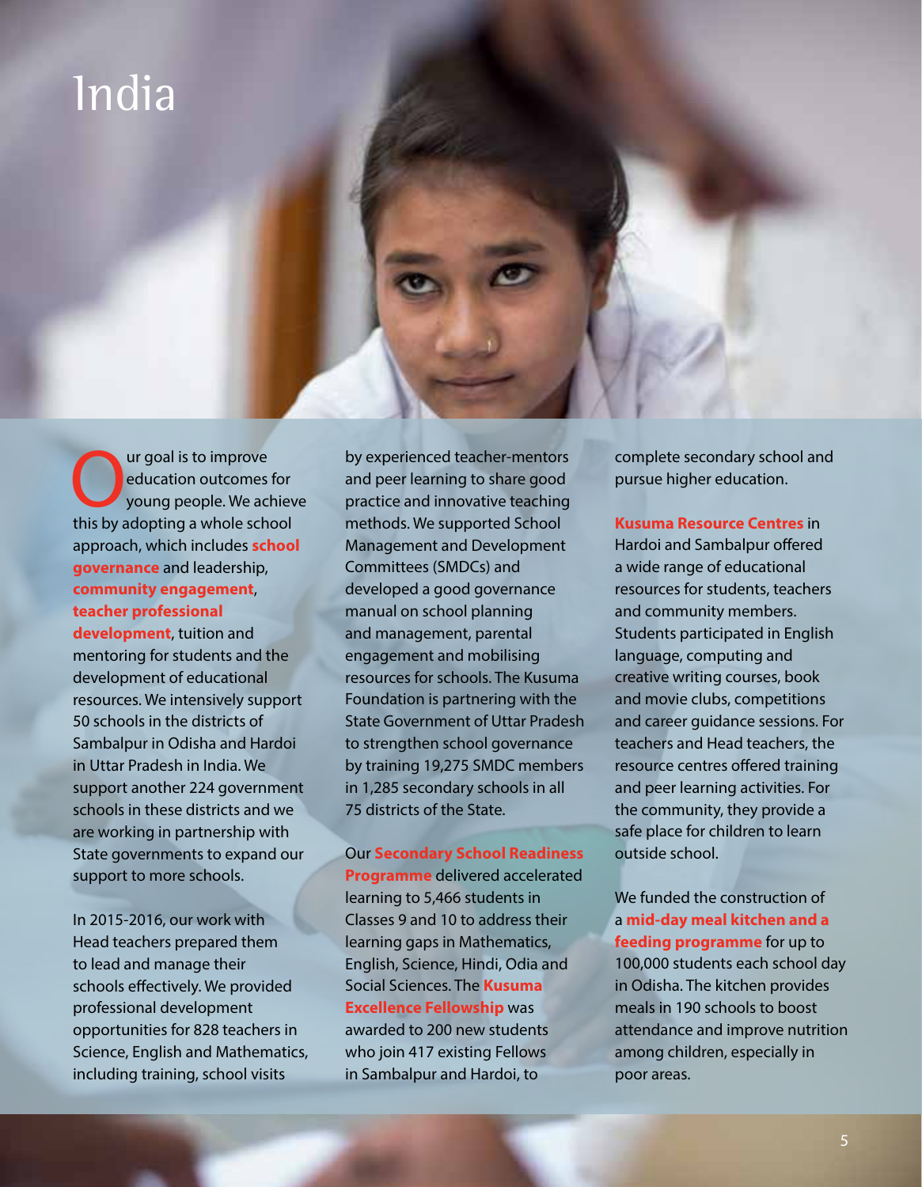# India

Our goal is to improve education outcomes for young people. We achieve this by adopting a whole school approach, which includes **school governance** and leadership, **community engagement**, **teacher professional development**, tuition and mentoring for students and the development of educational resources. We intensively support 50 schools in the districts of Sambalpur in Odisha and Hardoi in Uttar Pradesh in India. We support another 224 government schools in these districts and we are working in partnership with State governments to expand our support to more schools.

In 2015-2016, our work with Head teachers prepared them to lead and manage their schools effectively. We provided professional development opportunities for 828 teachers in Science, English and Mathematics, including training, school visits by experienced teacher-mentors and peer learning to share good practice and innovative teaching methods. We supported School Management and Development Committees (SMDCs) and developed a good governance manual on school planning and management, parental engagement and mobilising resources for schools. The Kusuma Foundation is partnering with the State Government of Uttar Pradesh to strengthen school governance by training 19,275 SMDC members in 1,285 secondary schools in all 75 districts of the State.

Our **Secondary School Readiness Programme** delivered accelerated learning to 5,466 students in Classes 9 and 10 to address their learning gaps in Mathematics, English, Science, Hindi, Odia and Social Sciences. The **Kusuma Excellence Fellowship** was awarded to 200 new students who join 417 existing Fellows in Sambalpur and Hardoi, to complete secondary school and pursue higher education.

**Kusuma Resource Centres** in Hardoi and Sambalpur offered a wide range of educational resources for students, teachers and community members. Students participated in English language, computing and creative writing courses, book and movie clubs, competitions and career guidance sessions. For teachers and Head teachers, the resource centres offered training and peer learning activities. For the community, they provide a safe place for children to learn outside school.

We funded the construction of a **mid-day meal kitchen and a feeding programme** for up to 100,000 students each school day in Odisha. The kitchen provides meals in 190 schools to boost attendance and improve nutrition among children, especially in poor areas.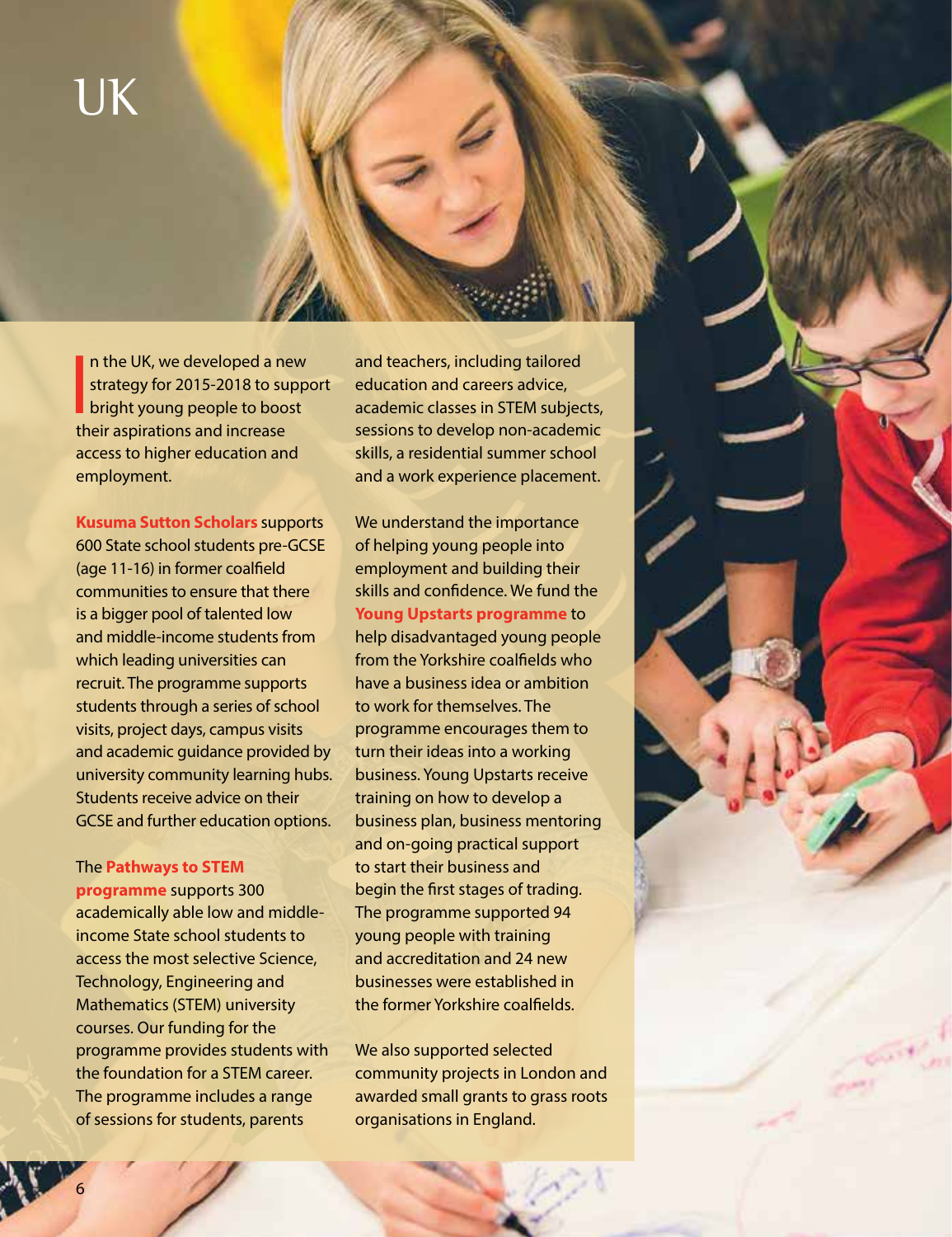# UK

In the UK, we developed a new strategy for 2015-2018 to support bright young people to boost their aspirations and increase access to higher education and employment.

**Kusuma Sutton Scholars** supports 600 State school students pre-GCSE (age 11-16) in former coalfield communities to ensure that there is a bigger pool of talented low and middle-income students from which leading universities can recruit. The programme supports students through a series of school visits, project days, campus visits and academic guidance provided by university community learning hubs. Students receive advice on their GCSE and further education options.

The **Pathways to STEM programme** supports 300 academically able low and middle-income State school students to access the most selective Science, Technology, Engineering and Mathematics (STEM) university courses. Our funding for the programme provides students with the foundation for a STEM career. The programme includes a range of sessions for students, parents and teachers, including tailored education and careers advice, academic classes in STEM subjects, sessions to develop non-academic skills, a residential summer school and a work experience placement.

We understand the importance of helping young people into employment and building their skills and confidence. We fund the **Young Upstarts programme** to help disadvantaged young people from the Yorkshire coalfields who have a business idea or ambition to work for themselves. The programme encourages them to turn their ideas into a working business. Young Upstarts receive training on how to develop a business plan, business mentoring and on-going practical support to start their business and begin the first stages of trading. The programme supported 94 young people with training and accreditation and 24 new businesses were established in the former Yorkshire coalfields.

We also supported selected community projects in London and awarded small grants to grass roots organisations in England.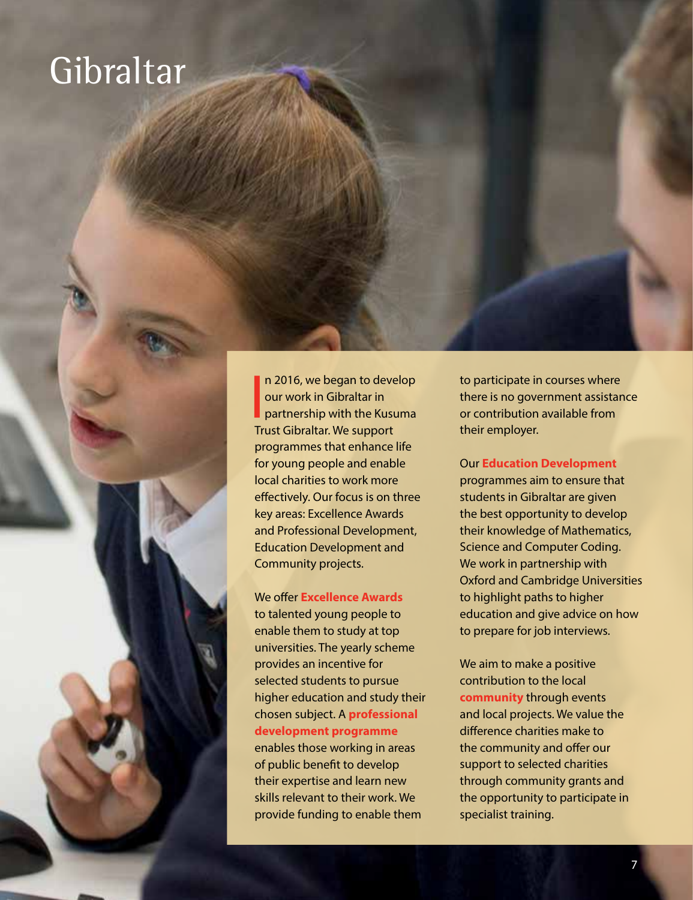# Gibraltar

In 2016, we began to develop our work in Gibraltar in partnership with the Kusuma Trust Gibraltar. We support programmes that enhance life for young people and enable local charities to work more effectively. Our focus is on three key areas: Excellence Awards and Professional Development, Education Development and Community projects.

We offer **Excellence Awards** to talented young people to enable them to study at top universities. The yearly scheme provides an incentive for selected students to pursue higher education and study their chosen subject. A **professional development programme** enables those working in areas of public benefit to develop their expertise and learn new skills relevant to their work. We provide funding to enable them to participate in courses where there is no government assistance or contribution available from their employer.

Our **Education Development** programmes aim to ensure that students in Gibraltar are given the best opportunity to develop their knowledge of Mathematics, Science and Computer Coding. We work in partnership with Oxford and Cambridge Universities to highlight paths to higher education and give advice on how to prepare for job interviews.

We aim to make a positive contribution to the local **community** through events and local projects. We value the difference charities make to the community and offer our support to selected charities through community grants and the opportunity to participate in specialist training.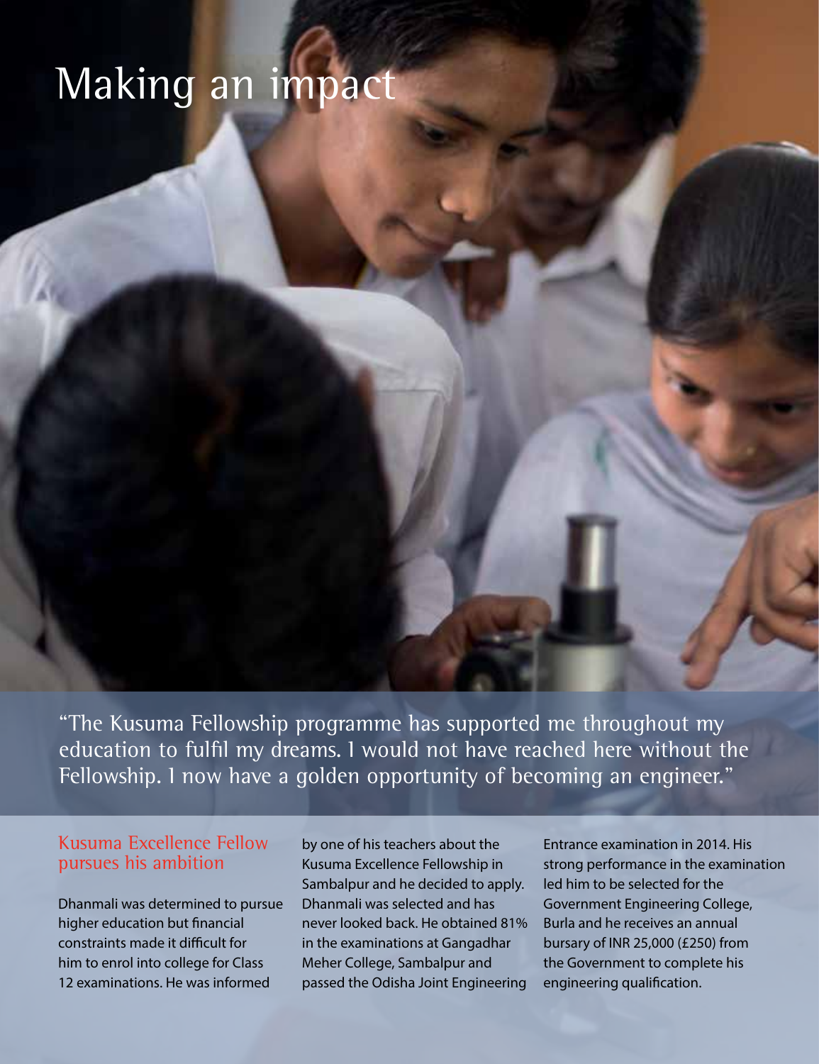# Making an impact

"The Kusuma Fellowship programme has supported me throughout my education to fulfil my dreams. I would not have reached here without the Fellowship. I now have a golden opportunity of becoming an engineer."

## Kusuma Excellence Fellow pursues his ambition

Dhanmali was determined to pursue higher education but financial constraints made it difficult for him to enrol into college for Class 12 examinations. He was informed by one of his teachers about the Kusuma Excellence Fellowship in Sambalpur and he decided to apply. Dhanmali was selected and has never looked back. He obtained 81% in the examinations at Gangadhar Meher College, Sambalpur and passed the Odisha Joint Engineering Entrance examination in 2014. His strong performance in the examination led him to be selected for the Government Engineering College, Burla and he receives an annual bursary of INR 25,000 (£250) from the Government to complete his engineering qualification.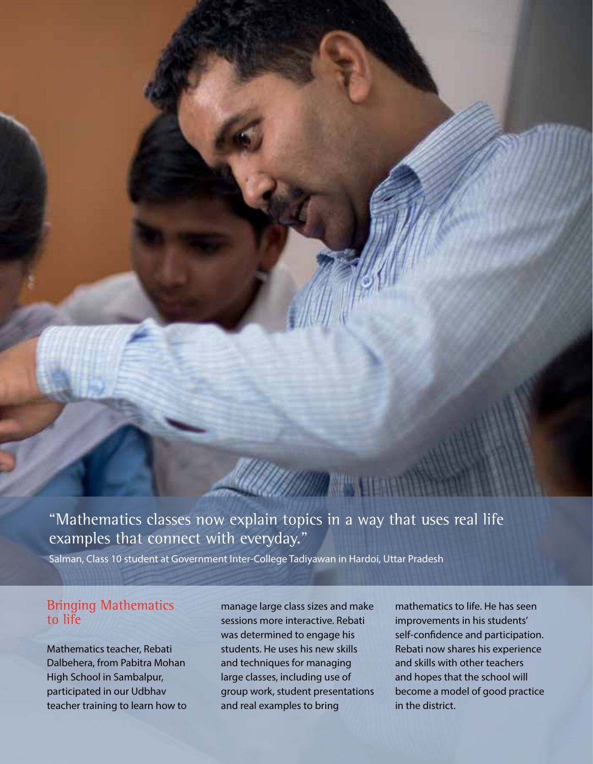"Mathematics classes now explain topics in a way that uses real life examples that connect with everyday."

Salman, Class 10 student at Government Inter-College Tadiyawan in Hardoi, Uttar Pradesh

## Bringing Mathematics to life

Mathematics teacher, Rebati Dalbehera, from Pabitra Mohan High School in Sambalpur, participated in our Udbhav teacher training to learn how to manage large class sizes and make sessions more interactive. Rebati was determined to engage his students. He uses his new skills and techniques for managing large classes, including use of group work, student presentations and real examples to bring mathematics to life. He has seen improvements in his students' self-confidence and participation. Rebati now shares his experience and skills with other teachers and hopes that the school will become a model of good practice in the district.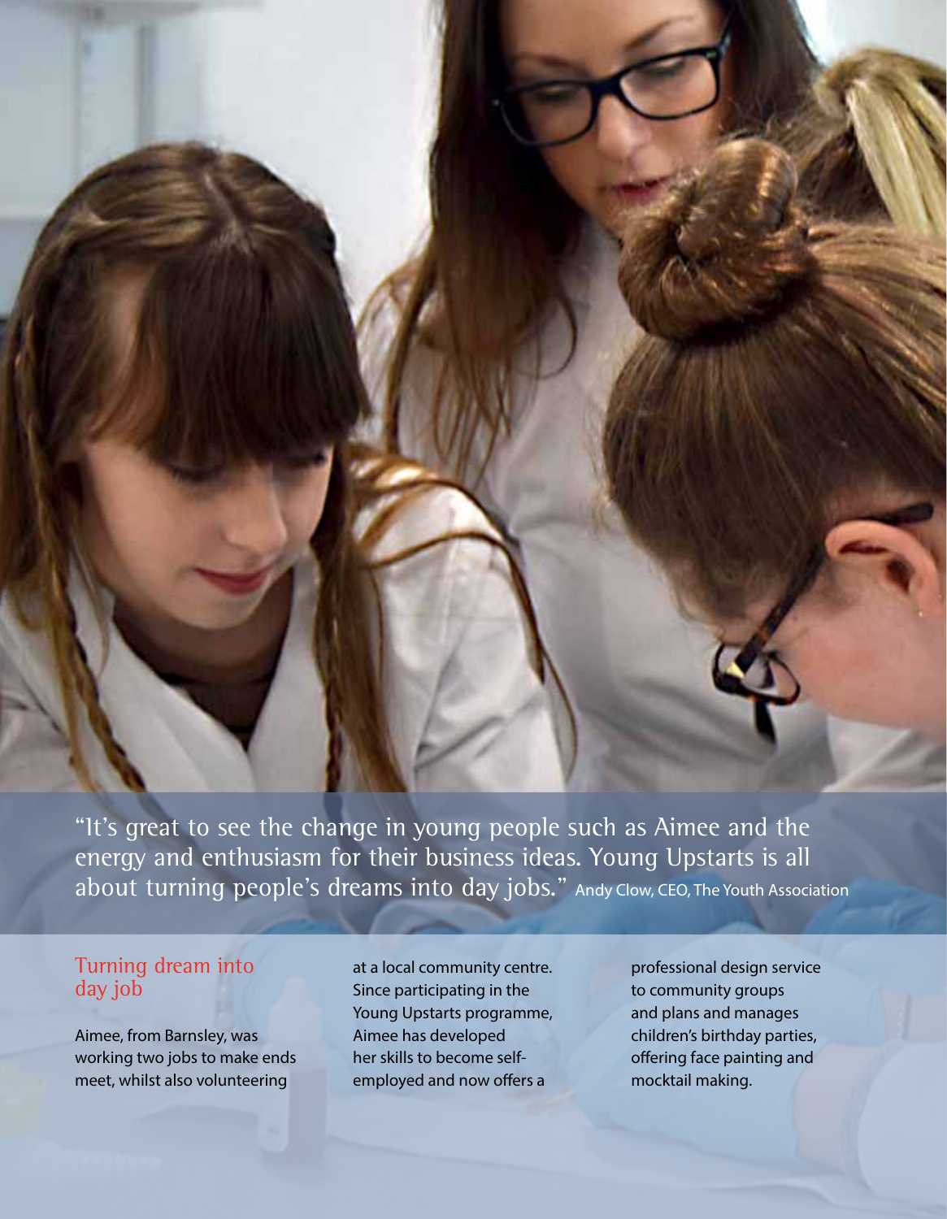"It's great to see the change in young people such as Aimee and the energy and enthusiasm for their business ideas. Young Upstarts is all about turning people's dreams into day jobs." Andy Clow, CEO, The Youth Association

## Turning dream into day job

Aimee, from Barnsley, was working two jobs to make ends meet, whilst also volunteering at a local community centre. Since participating in the Young Upstarts programme, Aimee has developed her skills to become self-employed and now offers a professional design service to community groups and plans and manages children's birthday parties, offering face painting and mocktail making.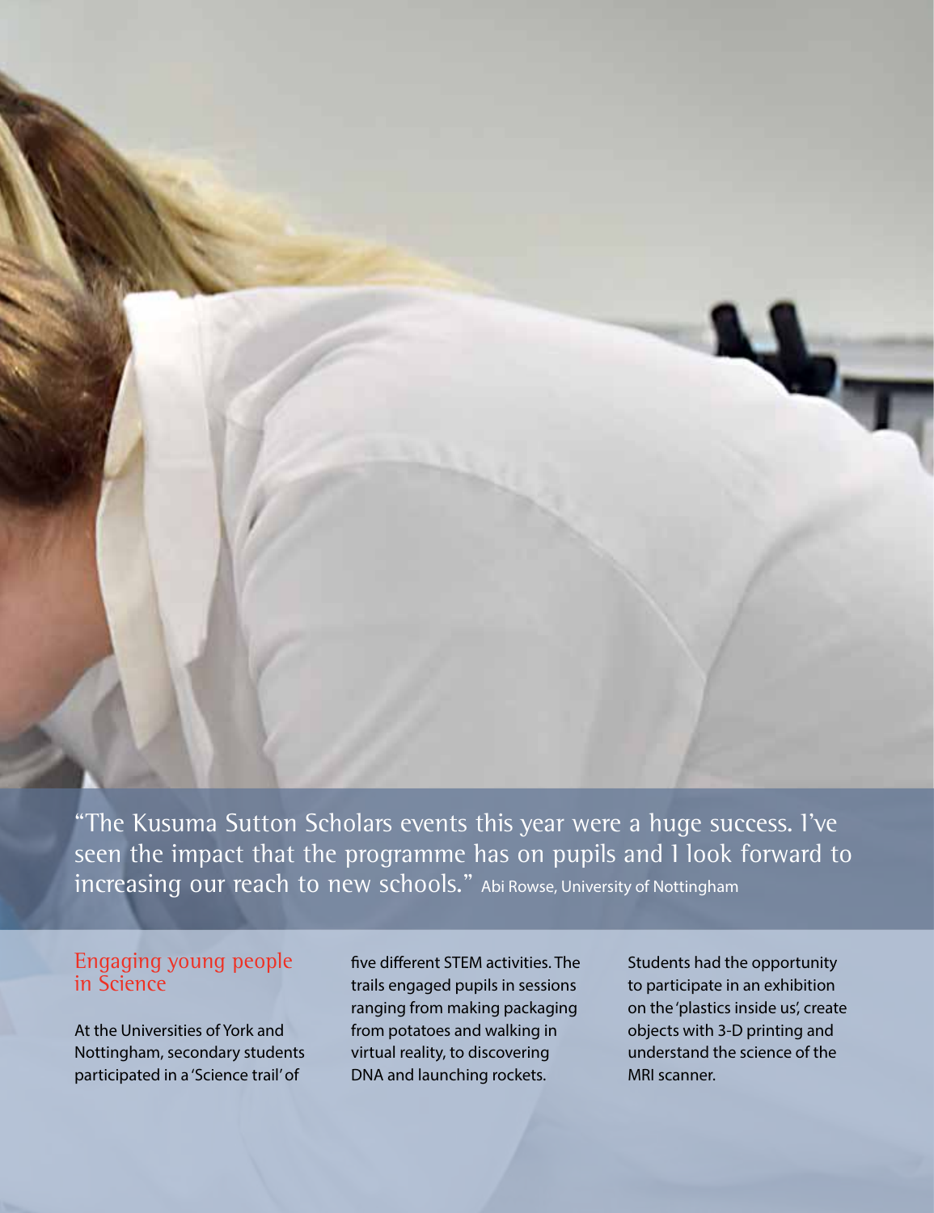"The Kusuma Sutton Scholars events this year were a huge success. I've seen the impact that the programme has on pupils and I look forward to increasing our reach to new schools." Abi Rowse, University of Nottingham

## Engaging young people in Science

At the Universities of York and Nottingham, secondary students participated in a 'Science trail' of five different STEM activities. The trails engaged pupils in sessions ranging from making packaging from potatoes and walking in virtual reality, to discovering DNA and launching rockets.

Students had the opportunity to participate in an exhibition on the 'plastics inside us', create objects with 3-D printing and understand the science of the MRI scanner.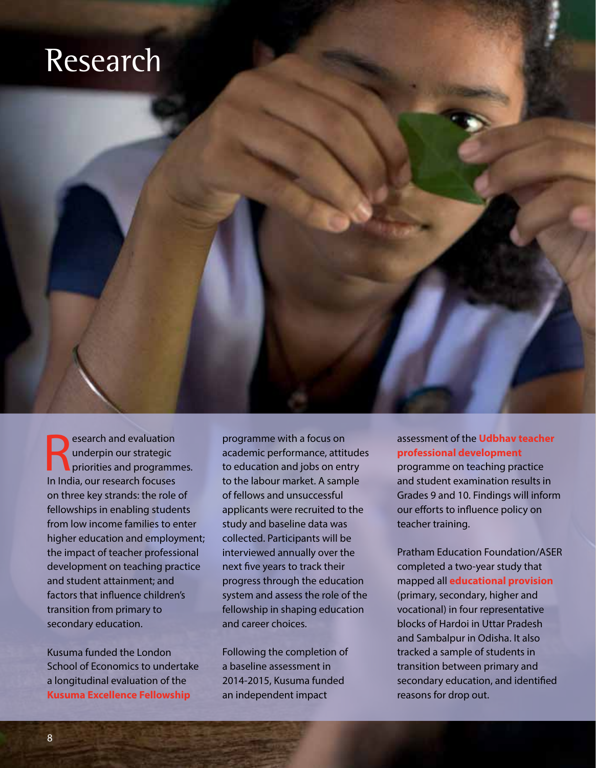# Research

Research and evaluation underpin our strategic priorities and programmes. In India, our research focuses on three key strands: the role of fellowships in enabling students from low income families to enter higher education and employment; the impact of teacher professional development on teaching practice and student attainment; and factors that influence children's transition from primary to secondary education.

Kusuma funded the London School of Economics to undertake a longitudinal evaluation of the **Kusuma Excellence Fellowship** programme with a focus on academic performance, attitudes to education and jobs on entry to the labour market. A sample of fellows and unsuccessful applicants were recruited to the study and baseline data was collected. Participants will be interviewed annually over the next five years to track their progress through the education system and assess the role of the fellowship in shaping education and career choices.

Following the completion of a baseline assessment in 2014-2015, Kusuma funded an independent impact assessment of the **Udbhav teacher professional development** programme on teaching practice and student examination results in Grades 9 and 10. Findings will inform our efforts to influence policy on teacher training.

Pratham Education Foundation/ASER completed a two-year study that mapped all **educational provision** (primary, secondary, higher and vocational) in four representative blocks of Hardoi in Uttar Pradesh and Sambalpur in Odisha. It also tracked a sample of students in transition between primary and secondary education, and identified reasons for drop out.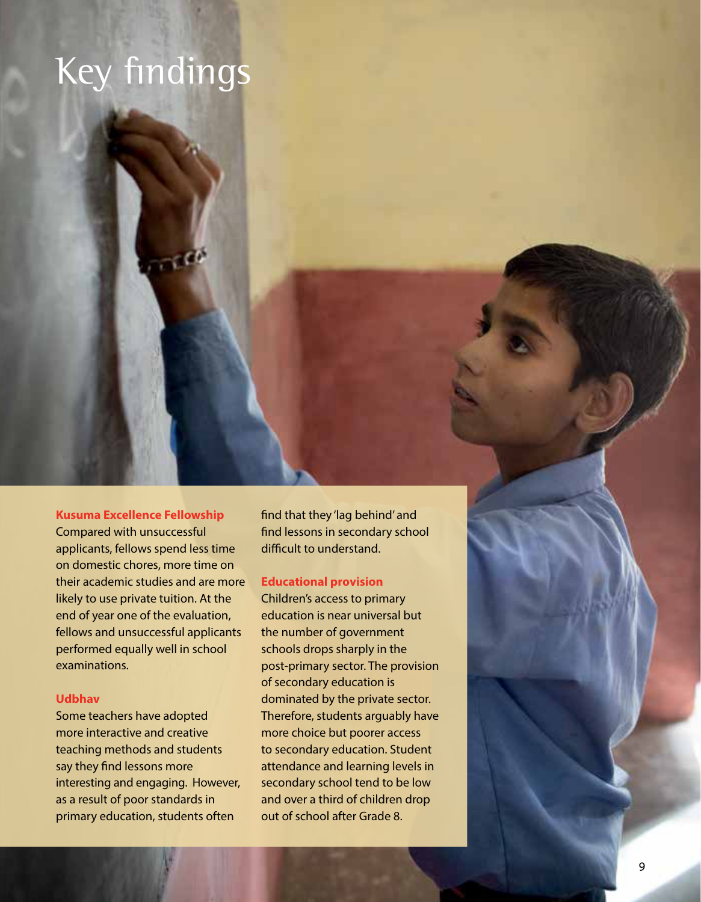# Key findings

### Kusuma Excellence Fellowship

Compared with unsuccessful applicants, fellows spend less time on domestic chores, more time on their academic studies and are more likely to use private tuition. At the end of year one of the evaluation, fellows and unsuccessful applicants performed equally well in school examinations.

### Udbhav

Some teachers have adopted more interactive and creative teaching methods and students say they find lessons more interesting and engaging. However, as a result of poor standards in primary education, students often find that they 'lag behind' and find lessons in secondary school difficult to understand.

### Educational provision

Children's access to primary education is near universal but the number of government schools drops sharply in the post-primary sector. The provision of secondary education is dominated by the private sector. Therefore, students arguably have more choice but poorer access to secondary education. Student attendance and learning levels in secondary school tend to be low and over a third of children drop out of school after Grade 8.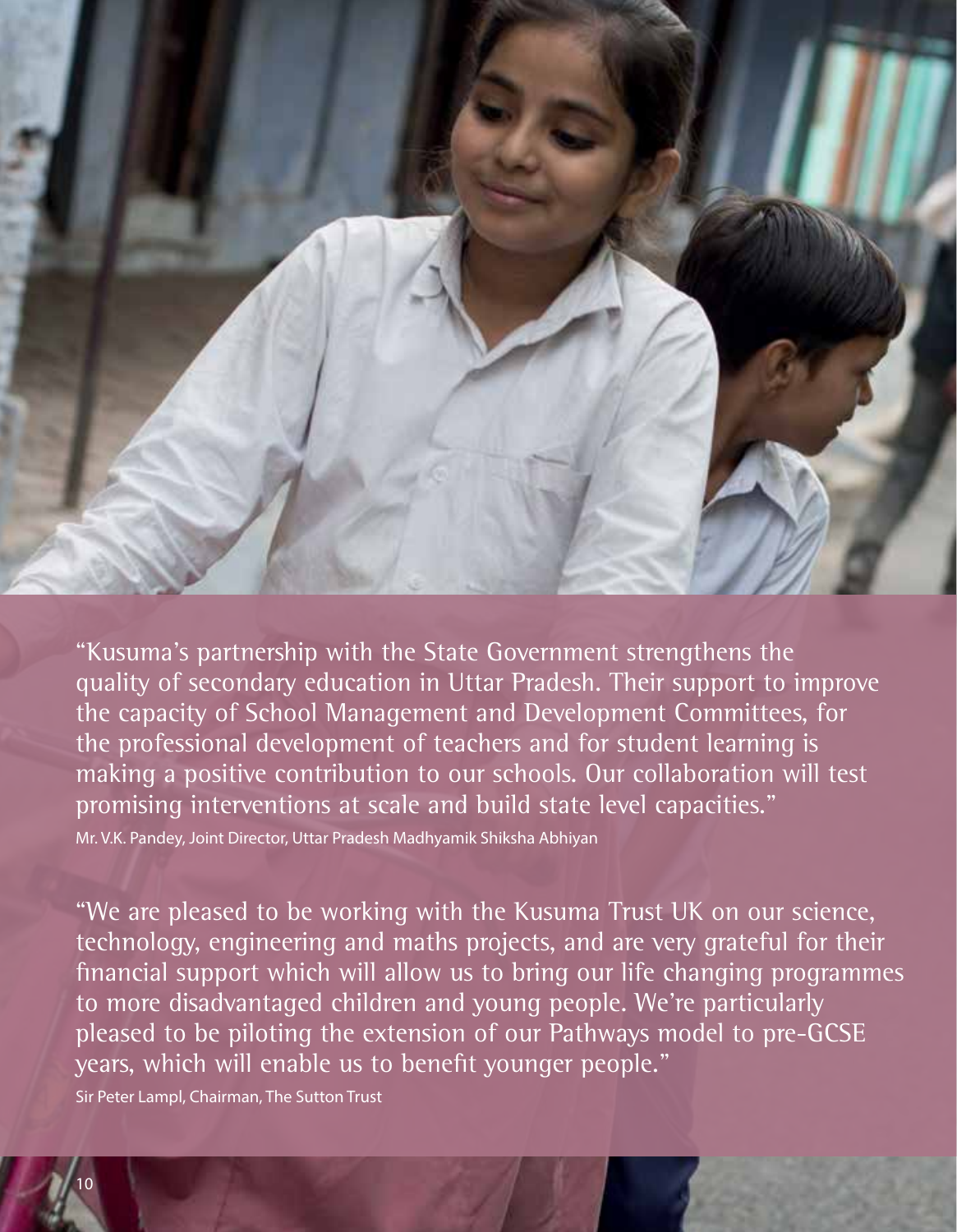"Kusuma's partnership with the State Government strengthens the quality of secondary education in Uttar Pradesh. Their support to improve the capacity of School Management and Development Committees, for the professional development of teachers and for student learning is making a positive contribution to our schools. Our collaboration will test promising interventions at scale and build state level capacities."

Mr. V.K. Pandey, Joint Director, Uttar Pradesh Madhyamik Shiksha Abhiyan

"We are pleased to be working with the Kusuma Trust UK on our science, technology, engineering and maths projects, and are very grateful for their financial support which will allow us to bring our life changing programmes to more disadvantaged children and young people. We're particularly pleased to be piloting the extension of our Pathways model to pre-GCSE years, which will enable us to benefit younger people."

Sir Peter Lampl, Chairman, The Sutton Trust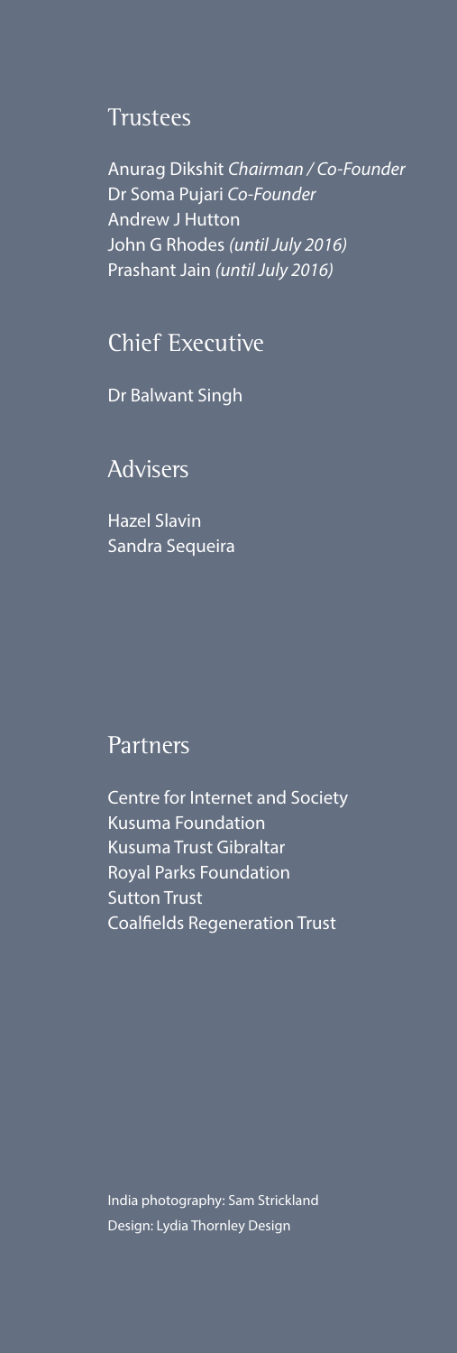## Trustees

Anurag Dikshit *Chairman / Co-Founder*
Dr Soma Pujari *Co-Founder*
Andrew J Hutton
John G Rhodes *(until July 2016)*
Prashant Jain *(until July 2016)*

## Chief Executive

Dr Balwant Singh

## Advisers

Hazel Slavin
Sandra Sequeira

## Partners

Centre for Internet and Society
Kusuma Foundation
Kusuma Trust Gibraltar
Royal Parks Foundation
Sutton Trust
Coalfields Regeneration Trust

India photography: Sam Strickland
Design: Lydia Thornley Design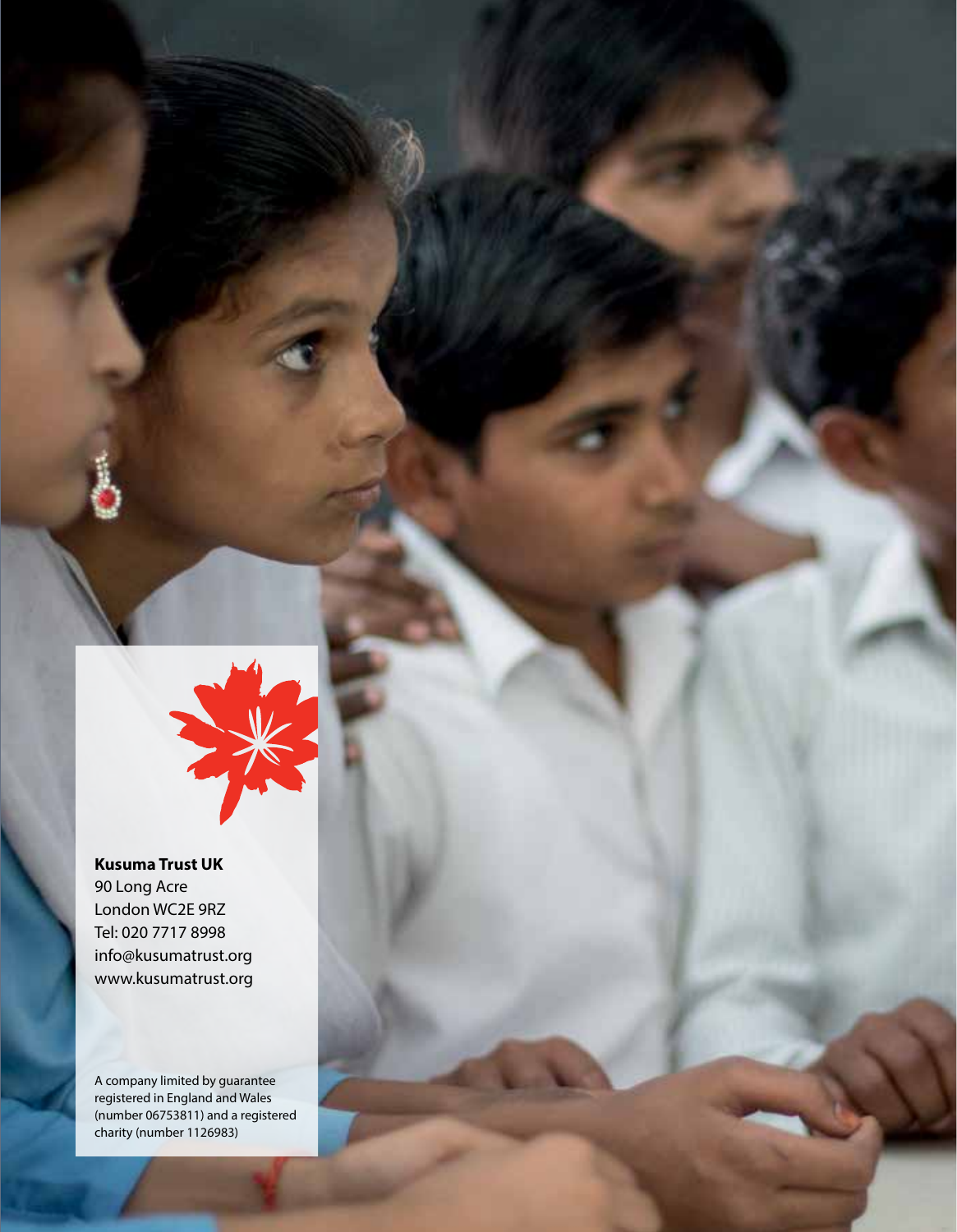**Kusuma Trust UK**
90 Long Acre
London WC2E 9RZ
Tel: 020 7717 8998
info@kusumatrust.org
www.kusumatrust.org

A company limited by guarantee registered in England and Wales (number 06753811) and a registered charity (number 1126983)